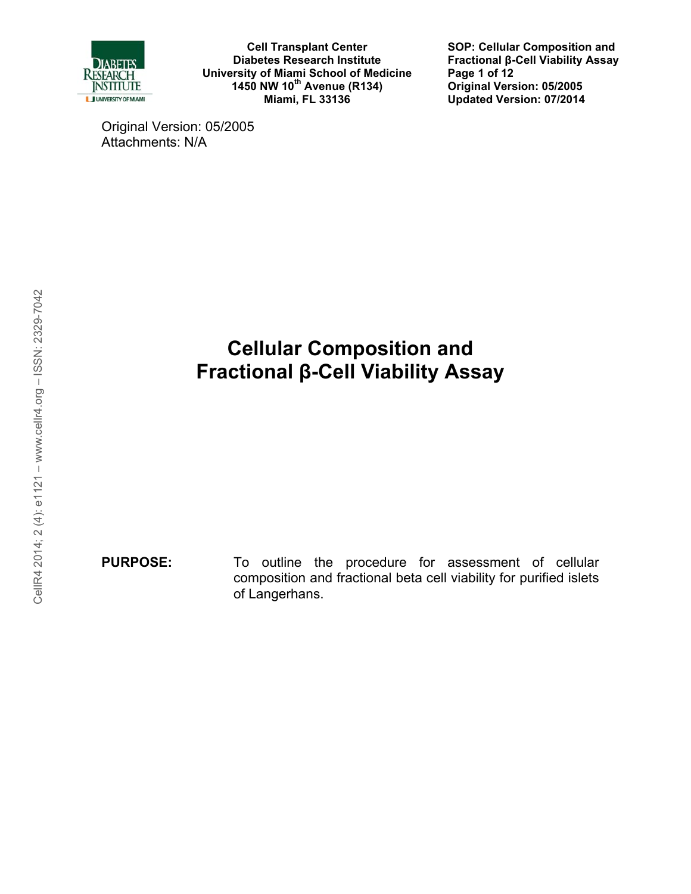Original Version: 05/2005
Attachments: N/A

# Cellular Composition and Fractional β-Cell Viability Assay

**PURPOSE:** To outline the procedure for assessment of cellular composition and fractional beta cell viability for purified islets of Langerhans.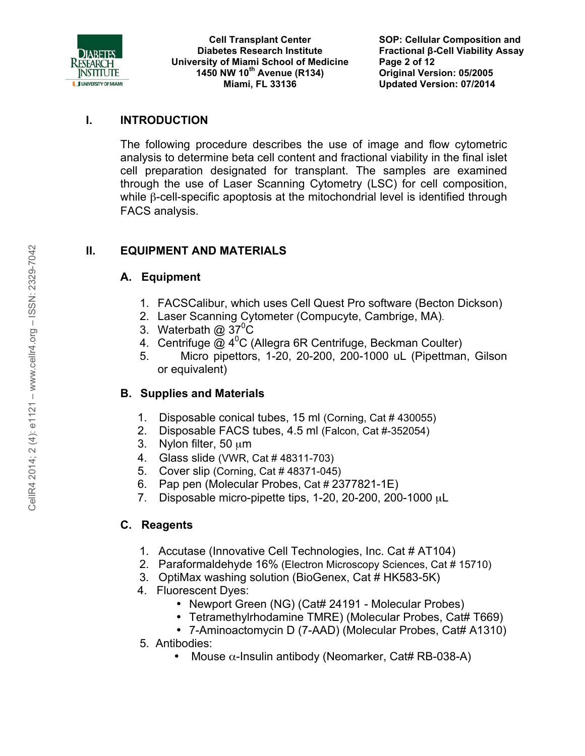## I. INTRODUCTION

The following procedure describes the use of image and flow cytometric analysis to determine beta cell content and fractional viability in the final islet cell preparation designated for transplant. The samples are examined through the use of Laser Scanning Cytometry (LSC) for cell composition, while β-cell-specific apoptosis at the mitochondrial level is identified through FACS analysis.

## II. EQUIPMENT AND MATERIALS

### A. Equipment

1. FACSCalibur, which uses Cell Quest Pro software (Becton Dickson)
2. Laser Scanning Cytometer (Compucyte, Cambrige, MA).
3. Waterbath @ $37^0$C
4. Centrifuge @ $4^0$C (Allegra 6R Centrifuge, Beckman Coulter)
5. Micro pipettors, 1-20, 20-200, 200-1000 uL (Pipettman, Gilson or equivalent)

### B. Supplies and Materials

1. Disposable conical tubes, 15 ml (Corning, Cat # 430055)
2. Disposable FACS tubes, 4.5 ml (Falcon, Cat #-352054)
3. Nylon filter, 50 μm
4. Glass slide (VWR, Cat # 48311-703)
5. Cover slip (Corning, Cat # 48371-045)
6. Pap pen (Molecular Probes, Cat # 2377821-1E)
7. Disposable micro-pipette tips, 1-20, 20-200, 200-1000 μL

### C. Reagents

1. Accutase (Innovative Cell Technologies, Inc. Cat # AT104)
2. Paraformaldehyde 16% (Electron Microscopy Sciences, Cat # 15710)
3. OptiMax washing solution (BioGenex, Cat # HK583-5K)
4. Fluorescent Dyes:
   - Newport Green (NG) (Cat# 24191 - Molecular Probes)
   - Tetramethylrhodamine TMRE) (Molecular Probes, Cat# T669)
   - 7-Aminoactomycin D (7-AAD) (Molecular Probes, Cat# A1310)
5. Antibodies:
   - Mouse α-Insulin antibody (Neomarker, Cat# RB-038-A)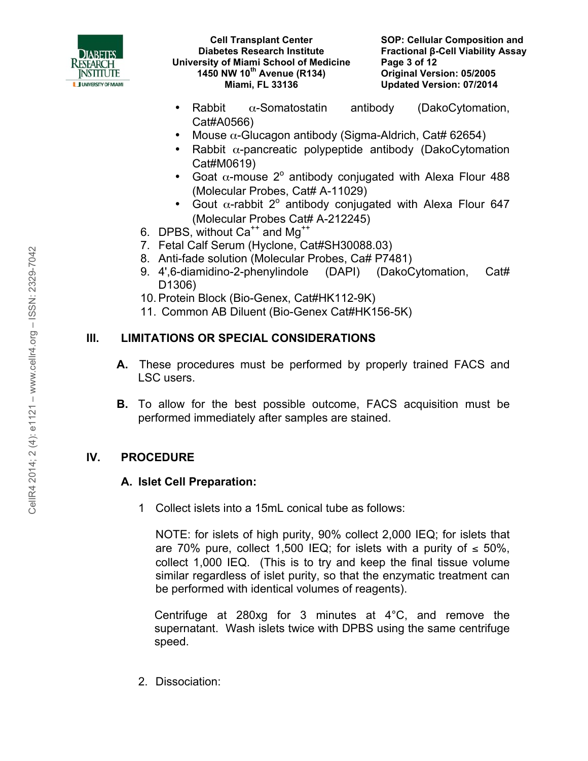- Rabbit α-Somatostatin antibody (DakoCytomation, Cat#A0566)
- Mouse α-Glucagon antibody (Sigma-Aldrich, Cat# 62654)
- Rabbit α-pancreatic polypeptide antibody (DakoCytomation Cat#M0619)
- Goat α-mouse 2° antibody conjugated with Alexa Flour 488 (Molecular Probes, Cat# A-11029)
- Gout α-rabbit 2° antibody conjugated with Alexa Flour 647 (Molecular Probes Cat# A-212245)

6. DPBS, without $Ca^{++}$ and $Mg^{++}$
7. Fetal Calf Serum (Hyclone, Cat#SH30088.03)
8. Anti-fade solution (Molecular Probes, Ca# P7481)
9. 4',6-diamidino-2-phenylindole (DAPI) (DakoCytomation, Cat# D1306)
10. Protein Block (Bio-Genex, Cat#HK112-9K)
11. Common AB Diluent (Bio-Genex Cat#HK156-5K)

## III. LIMITATIONS OR SPECIAL CONSIDERATIONS

**A.** These procedures must be performed by properly trained FACS and LSC users.

**B.** To allow for the best possible outcome, FACS acquisition must be performed immediately after samples are stained.

## IV. PROCEDURE

### A. Islet Cell Preparation:

1 Collect islets into a 15mL conical tube as follows:

NOTE: for islets of high purity, 90% collect 2,000 IEQ; for islets that are 70% pure, collect 1,500 IEQ; for islets with a purity of ≤ 50%, collect 1,000 IEQ. (This is to try and keep the final tissue volume similar regardless of islet purity, so that the enzymatic treatment can be performed with identical volumes of reagents).

Centrifuge at 280xg for 3 minutes at 4°C, and remove the supernatant. Wash islets twice with DPBS using the same centrifuge speed.

2. Dissociation: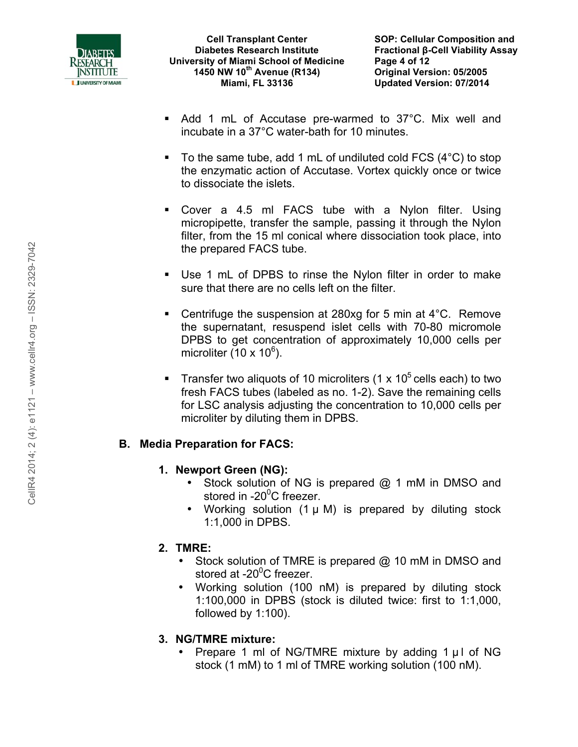- Add 1 mL of Accutase pre-warmed to 37°C. Mix well and incubate in a 37°C water-bath for 10 minutes.

- To the same tube, add 1 mL of undiluted cold FCS (4°C) to stop the enzymatic action of Accutase. Vortex quickly once or twice to dissociate the islets.

- Cover a 4.5 ml FACS tube with a Nylon filter. Using micropipette, transfer the sample, passing it through the Nylon filter, from the 15 ml conical where dissociation took place, into the prepared FACS tube.

- Use 1 mL of DPBS to rinse the Nylon filter in order to make sure that there are no cells left on the filter.

- Centrifuge the suspension at 280xg for 5 min at 4°C. Remove the supernatant, resuspend islet cells with 70-80 micromole DPBS to get concentration of approximately 10,000 cells per microliter ($10 \times 10^6$).

- Transfer two aliquots of 10 microliters ($1 \times 10^5$ cells each) to two fresh FACS tubes (labeled as no. 1-2). Save the remaining cells for LSC analysis adjusting the concentration to 10,000 cells per microliter by diluting them in DPBS.

## B. Media Preparation for FACS:

### 1. Newport Green (NG):

- Stock solution of NG is prepared @ 1 mM in DMSO and stored in -20$^0$C freezer.
- Working solution (1 µ M) is prepared by diluting stock 1:1,000 in DPBS.

### 2. TMRE:

- Stock solution of TMRE is prepared @ 10 mM in DMSO and stored at -20$^0$C freezer.
- Working solution (100 nM) is prepared by diluting stock 1:100,000 in DPBS (stock is diluted twice: first to 1:1,000, followed by 1:100).

### 3. NG/TMRE mixture:

- Prepare 1 ml of NG/TMRE mixture by adding 1 µ l of NG stock (1 mM) to 1 ml of TMRE working solution (100 nM).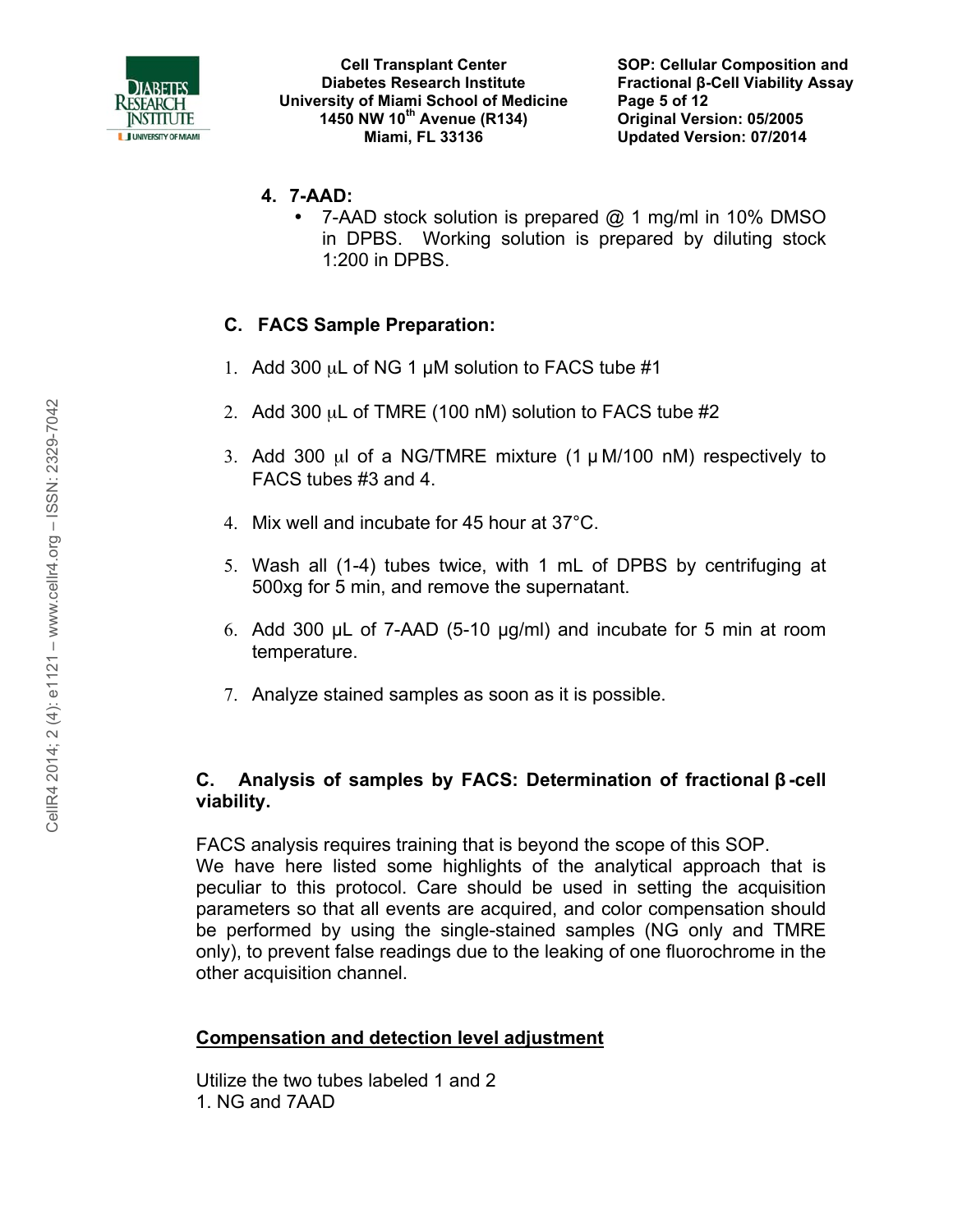4. **7-AAD:**
   - 7-AAD stock solution is prepared @ 1 mg/ml in 10% DMSO in DPBS. Working solution is prepared by diluting stock 1:200 in DPBS.

## C. FACS Sample Preparation:

1. Add 300 μL of NG 1 μM solution to FACS tube #1
2. Add 300 μL of TMRE (100 nM) solution to FACS tube #2
3. Add 300 μl of a NG/TMRE mixture (1 μM/100 nM) respectively to FACS tubes #3 and 4.
4. Mix well and incubate for 45 hour at 37°C.
5. Wash all (1-4) tubes twice, with 1 mL of DPBS by centrifuging at 500xg for 5 min, and remove the supernatant.
6. Add 300 μL of 7-AAD (5-10 μg/ml) and incubate for 5 min at room temperature.
7. Analyze stained samples as soon as it is possible.

## C. Analysis of samples by FACS: Determination of fractional β-cell viability.

FACS analysis requires training that is beyond the scope of this SOP.
We have here listed some highlights of the analytical approach that is peculiar to this protocol. Care should be used in setting the acquisition parameters so that all events are acquired, and color compensation should be performed by using the single-stained samples (NG only and TMRE only), to prevent false readings due to the leaking of one fluorochrome in the other acquisition channel.

__Compensation and detection level adjustment__

Utilize the two tubes labeled 1 and 2
1. NG and 7AAD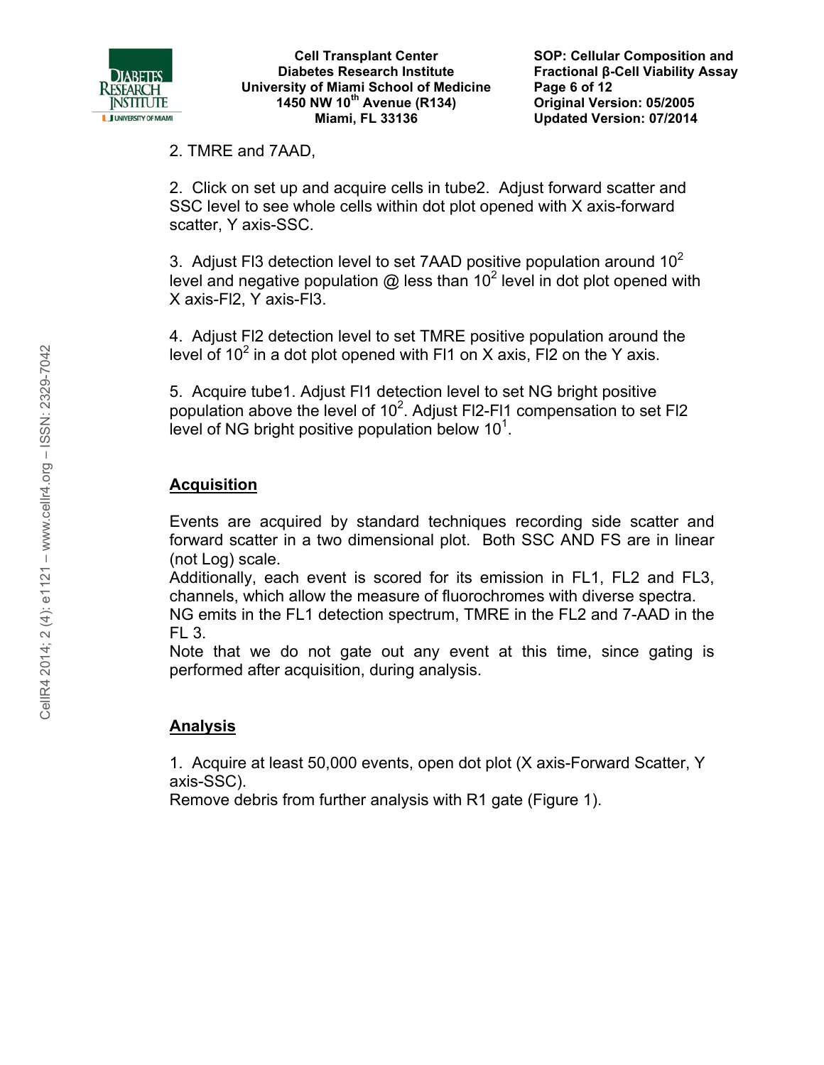2. TMRE and 7AAD,

2. Click on set up and acquire cells in tube2. Adjust forward scatter and SSC level to see whole cells within dot plot opened with X axis-forward scatter, Y axis-SSC.

3. Adjust Fl3 detection level to set 7AAD positive population around $10^2$ level and negative population @ less than $10^2$ level in dot plot opened with X axis-Fl2, Y axis-Fl3.

4. Adjust Fl2 detection level to set TMRE positive population around the level of $10^2$ in a dot plot opened with Fl1 on X axis, Fl2 on the Y axis.

5. Acquire tube1. Adjust Fl1 detection level to set NG bright positive population above the level of $10^2$. Adjust Fl2-Fl1 compensation to set Fl2 level of NG bright positive population below $10^1$.

## Acquisition

Events are acquired by standard techniques recording side scatter and forward scatter in a two dimensional plot. Both SSC AND FS are in linear (not Log) scale.
Additionally, each event is scored for its emission in FL1, FL2 and FL3, channels, which allow the measure of fluorochromes with diverse spectra.
NG emits in the FL1 detection spectrum, TMRE in the FL2 and 7-AAD in the FL 3.
Note that we do not gate out any event at this time, since gating is performed after acquisition, during analysis.

## Analysis

1. Acquire at least 50,000 events, open dot plot (X axis-Forward Scatter, Y axis-SSC).
Remove debris from further analysis with R1 gate (Figure 1).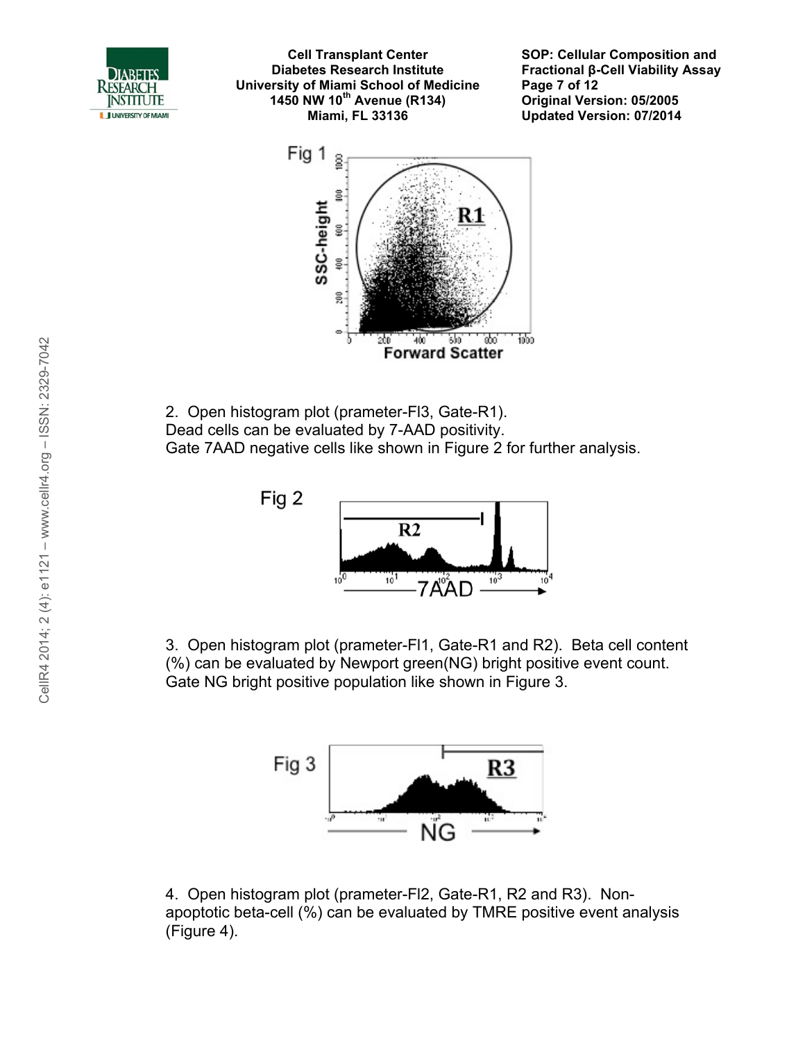Fig 1

2. Open histogram plot (prameter-Fl3, Gate-R1).
Dead cells can be evaluated by 7-AAD positivity.
Gate 7AAD negative cells like shown in Figure 2 for further analysis.

Fig 2

3. Open histogram plot (prameter-Fl1, Gate-R1 and R2). Beta cell content (%) can be evaluated by Newport green(NG) bright positive event count. Gate NG bright positive population like shown in Figure 3.

Fig 3

4. Open histogram plot (prameter-Fl2, Gate-R1, R2 and R3). Non-apoptotic beta-cell (%) can be evaluated by TMRE positive event analysis (Figure 4).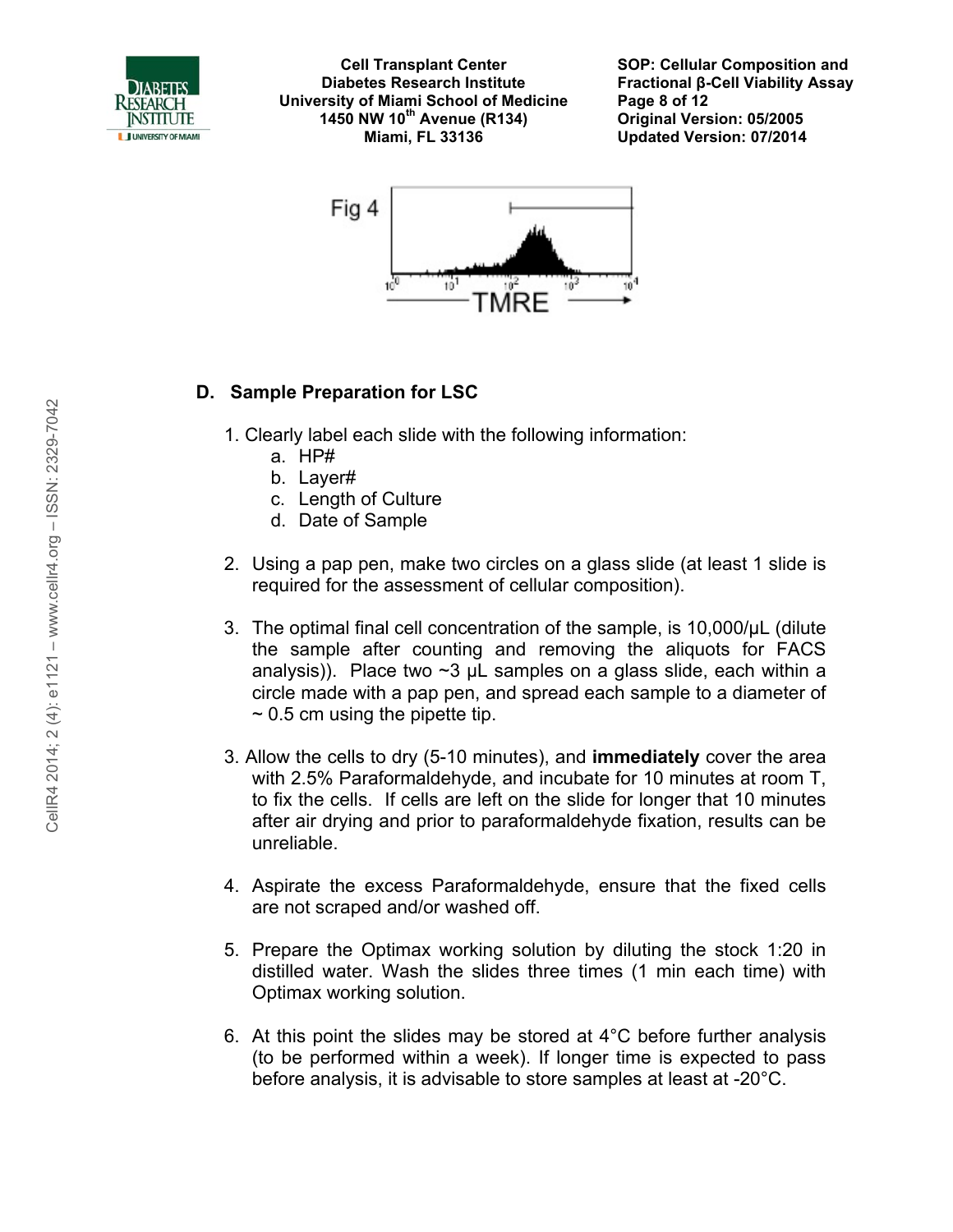Fig 4

## D. Sample Preparation for LSC

1. Clearly label each slide with the following information:
   a. HP#
   b. Layer#
   c. Length of Culture
   d. Date of Sample

2. Using a pap pen, make two circles on a glass slide (at least 1 slide is required for the assessment of cellular composition).

3. The optimal final cell concentration of the sample, is 10,000/μL (dilute the sample after counting and removing the aliquots for FACS analysis)). Place two ~3 μL samples on a glass slide, each within a circle made with a pap pen, and spread each sample to a diameter of ~ 0.5 cm using the pipette tip.

3. Allow the cells to dry (5-10 minutes), and **immediately** cover the area with 2.5% Paraformaldehyde, and incubate for 10 minutes at room T, to fix the cells. If cells are left on the slide for longer that 10 minutes after air drying and prior to paraformaldehyde fixation, results can be unreliable.

4. Aspirate the excess Paraformaldehyde, ensure that the fixed cells are not scraped and/or washed off.

5. Prepare the Optimax working solution by diluting the stock 1:20 in distilled water. Wash the slides three times (1 min each time) with Optimax working solution.

6. At this point the slides may be stored at 4°C before further analysis (to be performed within a week). If longer time is expected to pass before analysis, it is advisable to store samples at least at -20°C.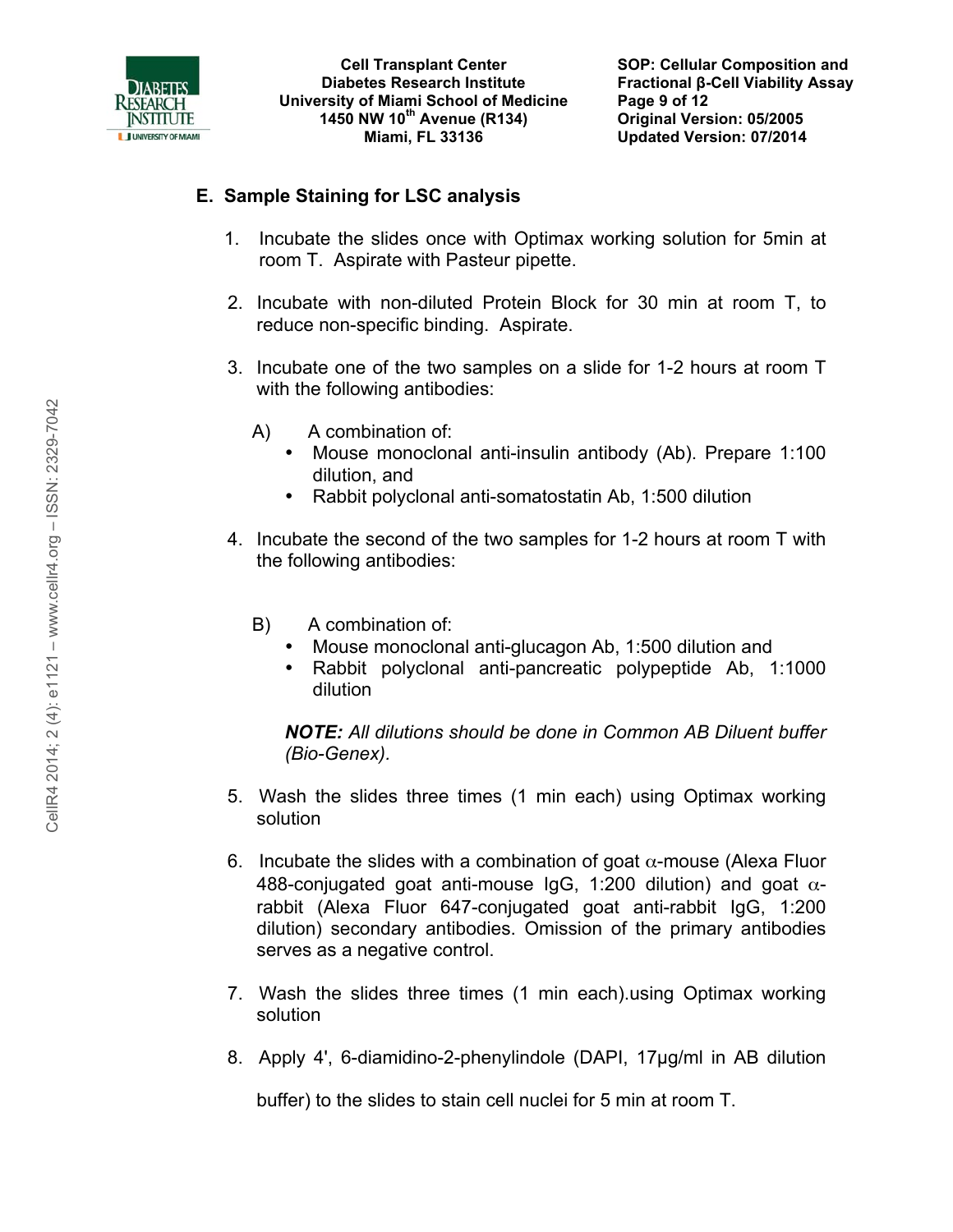## E. Sample Staining for LSC analysis

1. Incubate the slides once with Optimax working solution for 5min at room T. Aspirate with Pasteur pipette.

2. Incubate with non-diluted Protein Block for 30 min at room T, to reduce non-specific binding. Aspirate.

3. Incubate one of the two samples on a slide for 1-2 hours at room T with the following antibodies:

   A) A combination of:
   - Mouse monoclonal anti-insulin antibody (Ab). Prepare 1:100 dilution, and
   - Rabbit polyclonal anti-somatostatin Ab, 1:500 dilution

4. Incubate the second of the two samples for 1-2 hours at room T with the following antibodies:

   B) A combination of:
   - Mouse monoclonal anti-glucagon Ab, 1:500 dilution and
   - Rabbit polyclonal anti-pancreatic polypeptide Ab, 1:1000 dilution

   ***NOTE:*** *All dilutions should be done in Common AB Diluent buffer (Bio-Genex).*

5. Wash the slides three times (1 min each) using Optimax working solution

6. Incubate the slides with a combination of goat $\alpha$-mouse (Alexa Fluor 488-conjugated goat anti-mouse IgG, 1:200 dilution) and goat $\alpha$-rabbit (Alexa Fluor 647-conjugated goat anti-rabbit IgG, 1:200 dilution) secondary antibodies. Omission of the primary antibodies serves as a negative control.

7. Wash the slides three times (1 min each).using Optimax working solution

8. Apply 4', 6-diamidino-2-phenylindole (DAPI, 17µg/ml in AB dilution buffer) to the slides to stain cell nuclei for 5 min at room T.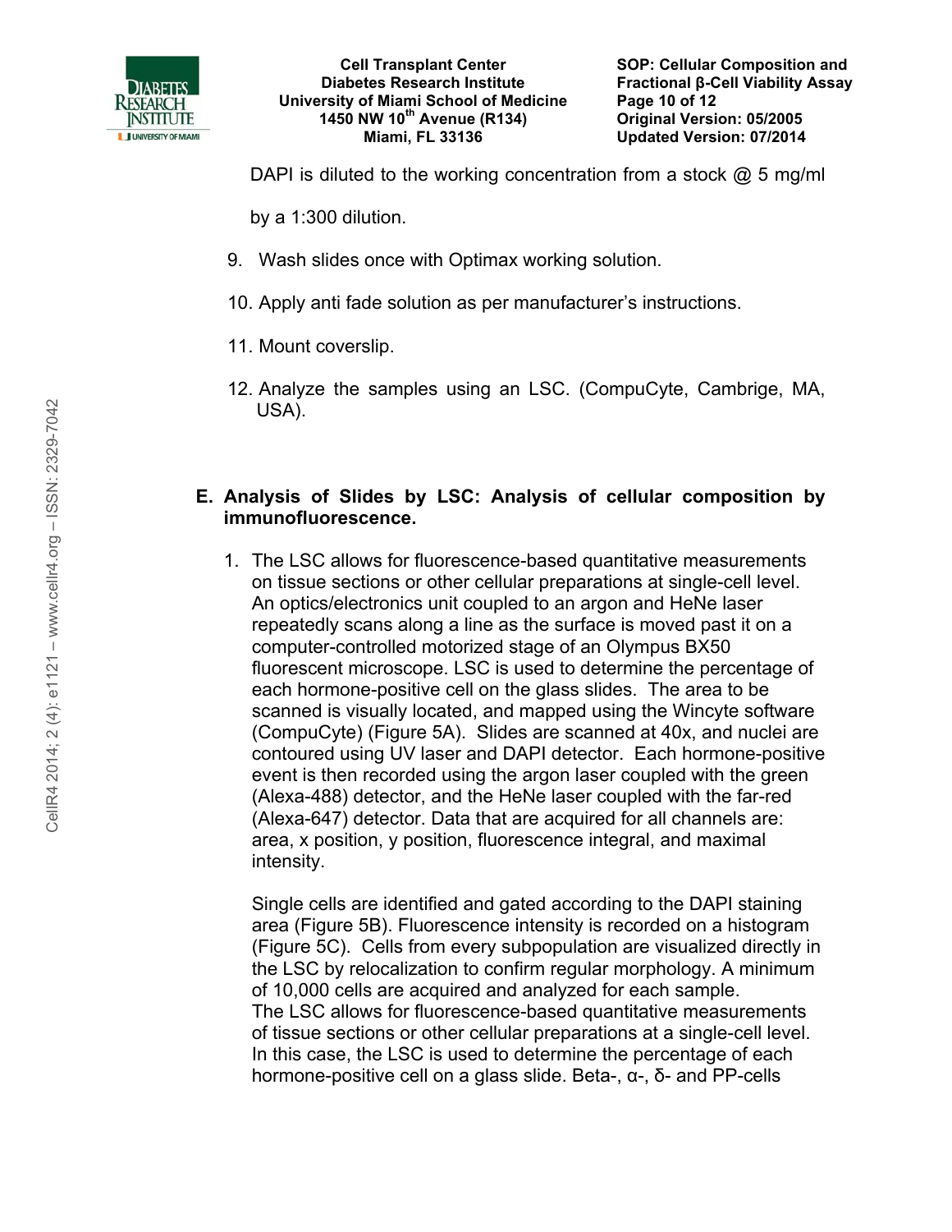DAPI is diluted to the working concentration from a stock @ 5 mg/ml by a 1:300 dilution.

9. Wash slides once with Optimax working solution.

10. Apply anti fade solution as per manufacturer's instructions.

11. Mount coverslip.

12. Analyze the samples using an LSC. (CompuCyte, Cambrige, MA, USA).

## E. Analysis of Slides by LSC: Analysis of cellular composition by immunofluorescence.

1. The LSC allows for fluorescence-based quantitative measurements on tissue sections or other cellular preparations at single-cell level. An optics/electronics unit coupled to an argon and HeNe laser repeatedly scans along a line as the surface is moved past it on a computer-controlled motorized stage of an Olympus BX50 fluorescent microscope. LSC is used to determine the percentage of each hormone-positive cell on the glass slides. The area to be scanned is visually located, and mapped using the Wincyte software (CompuCyte) (Figure 5A). Slides are scanned at 40x, and nuclei are contoured using UV laser and DAPI detector. Each hormone-positive event is then recorded using the argon laser coupled with the green (Alexa-488) detector, and the HeNe laser coupled with the far-red (Alexa-647) detector. Data that are acquired for all channels are: area, x position, y position, fluorescence integral, and maximal intensity.

   Single cells are identified and gated according to the DAPI staining area (Figure 5B). Fluorescence intensity is recorded on a histogram (Figure 5C). Cells from every subpopulation are visualized directly in the LSC by relocalization to confirm regular morphology. A minimum of 10,000 cells are acquired and analyzed for each sample.
   The LSC allows for fluorescence-based quantitative measurements of tissue sections or other cellular preparations at a single-cell level. In this case, the LSC is used to determine the percentage of each hormone-positive cell on a glass slide. Beta-, α-, δ- and PP-cells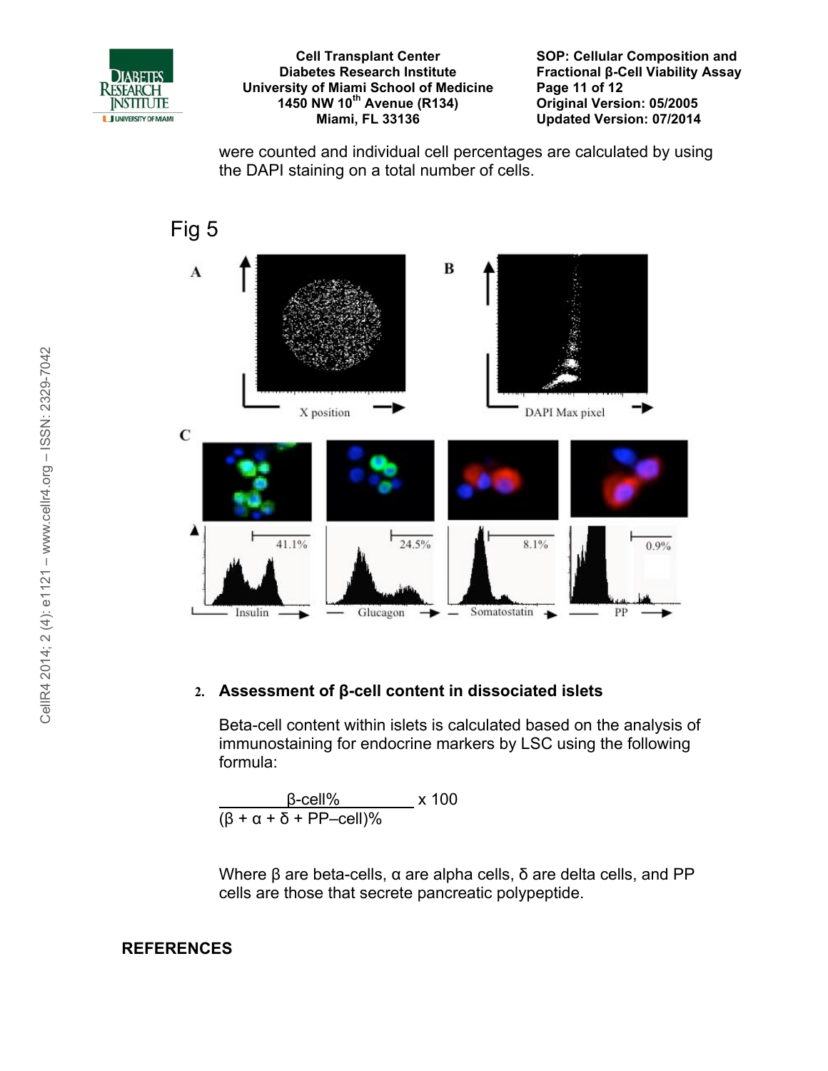were counted and individual cell percentages are calculated by using the DAPI staining on a total number of cells.

Fig 5

2. **Assessment of β-cell content in dissociated islets**

Beta-cell content within islets is calculated based on the analysis of immunostaining for endocrine markers by LSC using the following formula:

$$\frac{\beta\text{-cell\%}}{(\beta + \alpha + \delta + \text{PP–cell})\%} \times 100$$

Where β are beta-cells, α are alpha cells, δ are delta cells, and PP cells are those that secrete pancreatic polypeptide.

## REFERENCES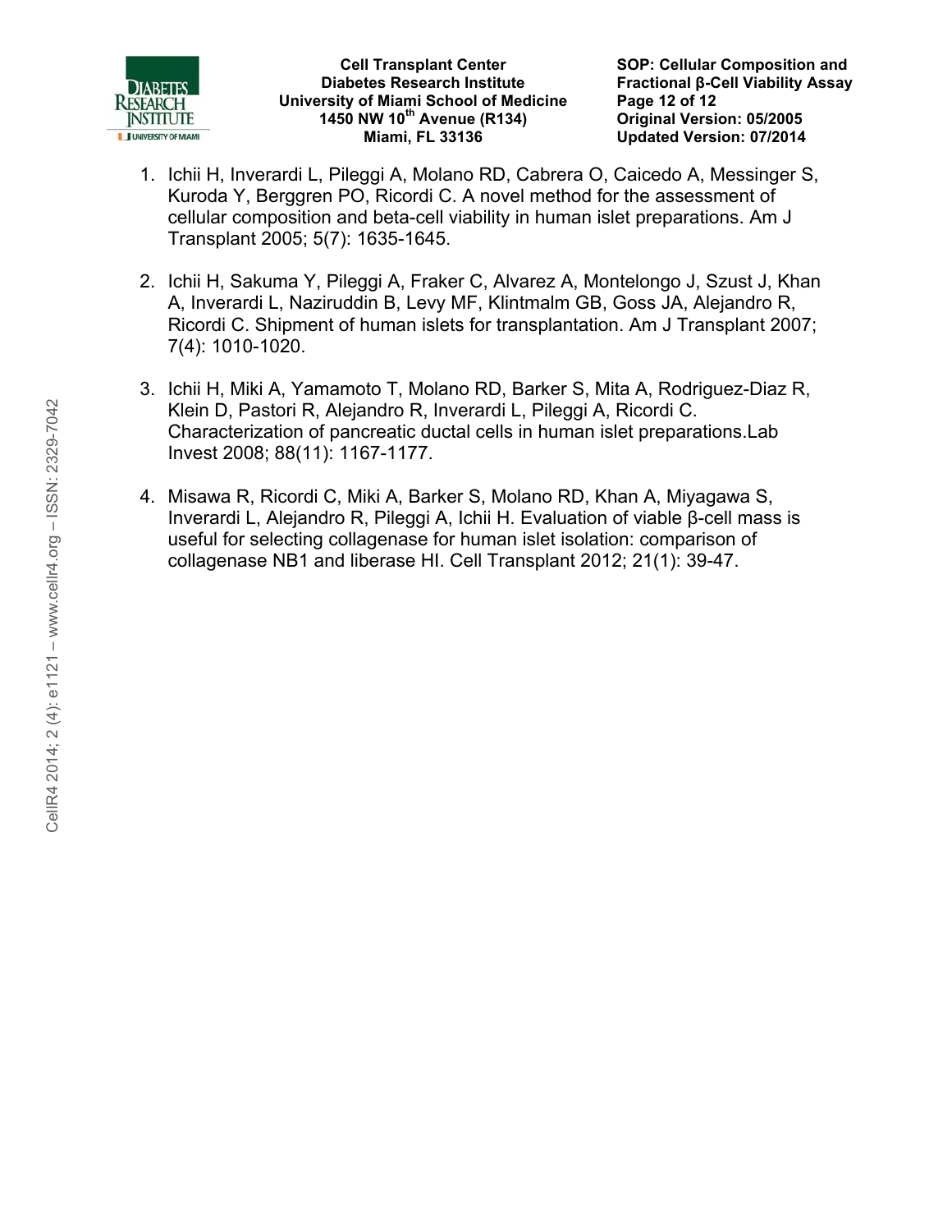1. Ichii H, Inverardi L, Pileggi A, Molano RD, Cabrera O, Caicedo A, Messinger S, Kuroda Y, Berggren PO, Ricordi C. A novel method for the assessment of cellular composition and beta-cell viability in human islet preparations. Am J Transplant 2005; 5(7): 1635-1645.

2. Ichii H, Sakuma Y, Pileggi A, Fraker C, Alvarez A, Montelongo J, Szust J, Khan A, Inverardi L, Naziruddin B, Levy MF, Klintmalm GB, Goss JA, Alejandro R, Ricordi C. Shipment of human islets for transplantation. Am J Transplant 2007; 7(4): 1010-1020.

3. Ichii H, Miki A, Yamamoto T, Molano RD, Barker S, Mita A, Rodriguez-Diaz R, Klein D, Pastori R, Alejandro R, Inverardi L, Pileggi A, Ricordi C. Characterization of pancreatic ductal cells in human islet preparations.Lab Invest 2008; 88(11): 1167-1177.

4. Misawa R, Ricordi C, Miki A, Barker S, Molano RD, Khan A, Miyagawa S, Inverardi L, Alejandro R, Pileggi A, Ichii H. Evaluation of viable β-cell mass is useful for selecting collagenase for human islet isolation: comparison of collagenase NB1 and liberase HI. Cell Transplant 2012; 21(1): 39-47.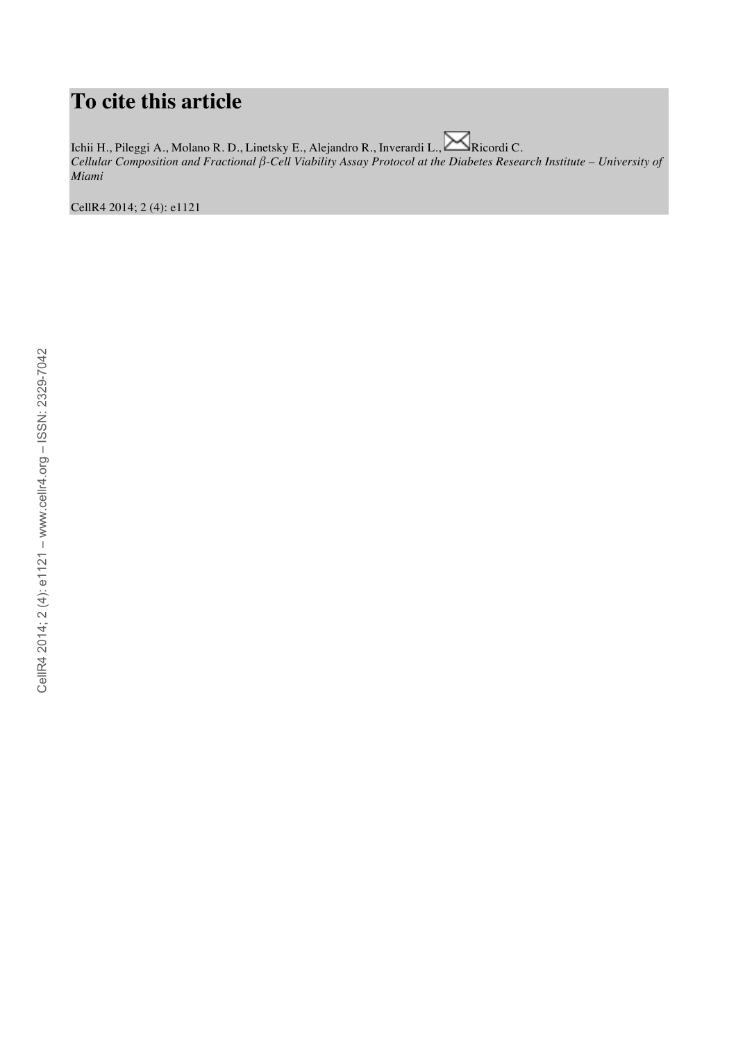# To cite this article

Ichii H., Pileggi A., Molano R. D., Linetsky E., Alejandro R., Inverardi L., Ricordi C.
*Cellular Composition and Fractional β-Cell Viability Assay Protocol at the Diabetes Research Institute – University of Miami*

CellR4 2014; 2 (4): e1121